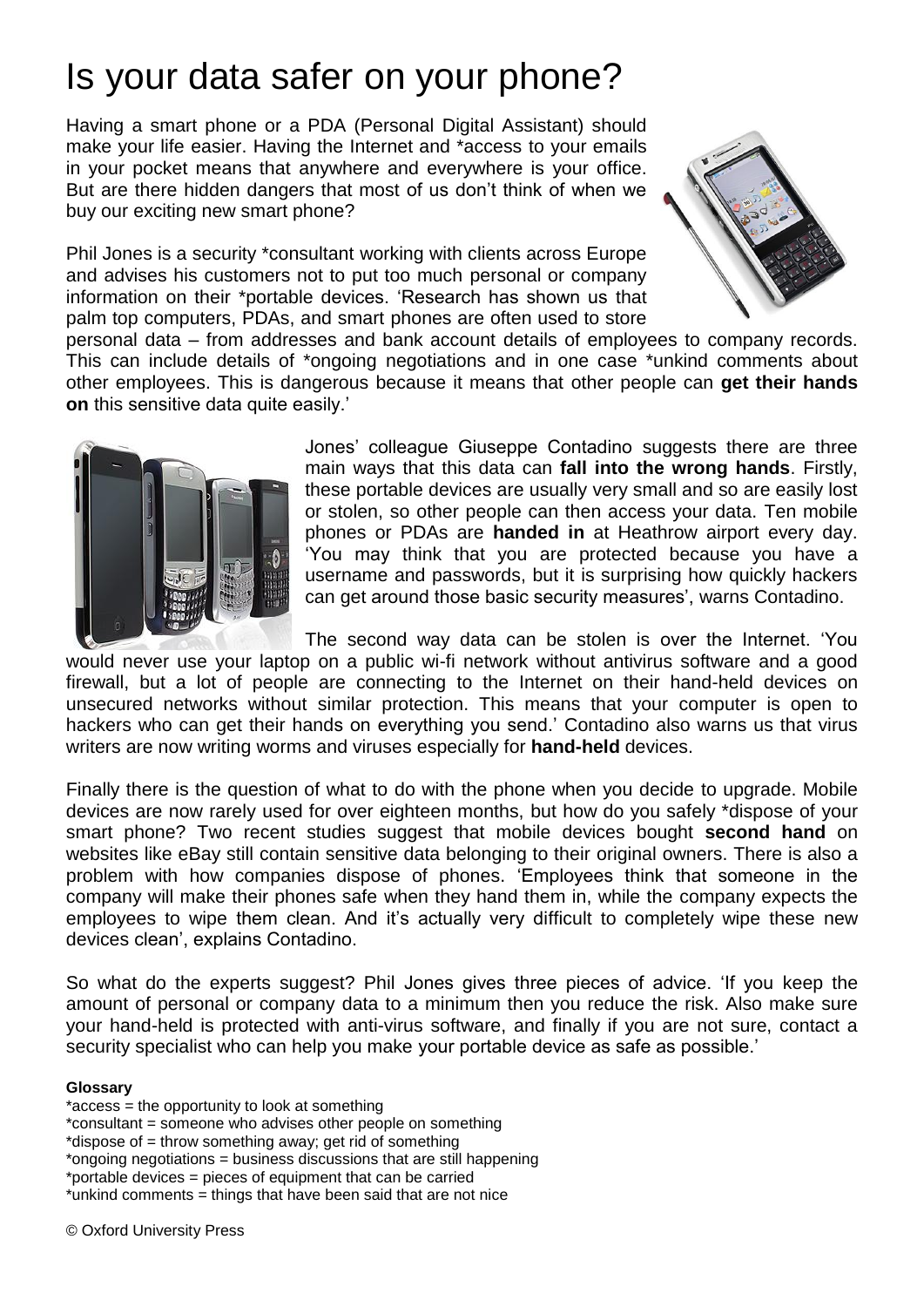# Is your data safer on your phone?

Having a smart phone or a PDA (Personal Digital Assistant) should make your life easier. Having the Internet and *access to your emails in your pocket means that anywhere and everywhere is your office. But are there hidden dangers that most of us don't think of when we buy our exciting new smart phone?

Phil Jones is a security *consultant working with clients across Europe and advises his customers not to put too much personal or company information on their *portable devices. 'Research has shown us that palm top computers, PDAs, and smart phones are often used to store personal data – from addresses and bank account details of employees to company records. This can include details of *ongoing negotiations and in one case *unkind comments about other employees. This is dangerous because it means that other people can **get their hands on** this sensitive data quite easily.'

Jones' colleague Giuseppe Contadino suggests there are three main ways that this data can **fall into the wrong hands**. Firstly, these portable devices are usually very small and so are easily lost or stolen, so other people can then access your data. Ten mobile phones or PDAs are **handed in** at Heathrow airport every day. 'You may think that you are protected because you have a username and passwords, but it is surprising how quickly hackers can get around those basic security measures', warns Contadino.

The second way data can be stolen is over the Internet. 'You would never use your laptop on a public wi-fi network without antivirus software and a good firewall, but a lot of people are connecting to the Internet on their hand-held devices on unsecured networks without similar protection. This means that your computer is open to hackers who can get their hands on everything you send.' Contadino also warns us that virus writers are now writing worms and viruses especially for **hand-held** devices.

Finally there is the question of what to do with the phone when you decide to upgrade. Mobile devices are now rarely used for over eighteen months, but how do you safely *dispose of your smart phone? Two recent studies suggest that mobile devices bought **second hand** on websites like eBay still contain sensitive data belonging to their original owners. There is also a problem with how companies dispose of phones. 'Employees think that someone in the company will make their phones safe when they hand them in, while the company expects the employees to wipe them clean. And it's actually very difficult to completely wipe these new devices clean', explains Contadino.

So what do the experts suggest? Phil Jones gives three pieces of advice. 'If you keep the amount of personal or company data to a minimum then you reduce the risk. Also make sure your hand-held is protected with anti-virus software, and finally if you are not sure, contact a security specialist who can help you make your portable device as safe as possible.'

**Glossary**

*access = the opportunity to look at something
*consultant = someone who advises other people on something
*dispose of = throw something away; get rid of something
*ongoing negotiations = business discussions that are still happening
*portable devices = pieces of equipment that can be carried
*unkind comments = things that have been said that are not nice

© Oxford University Press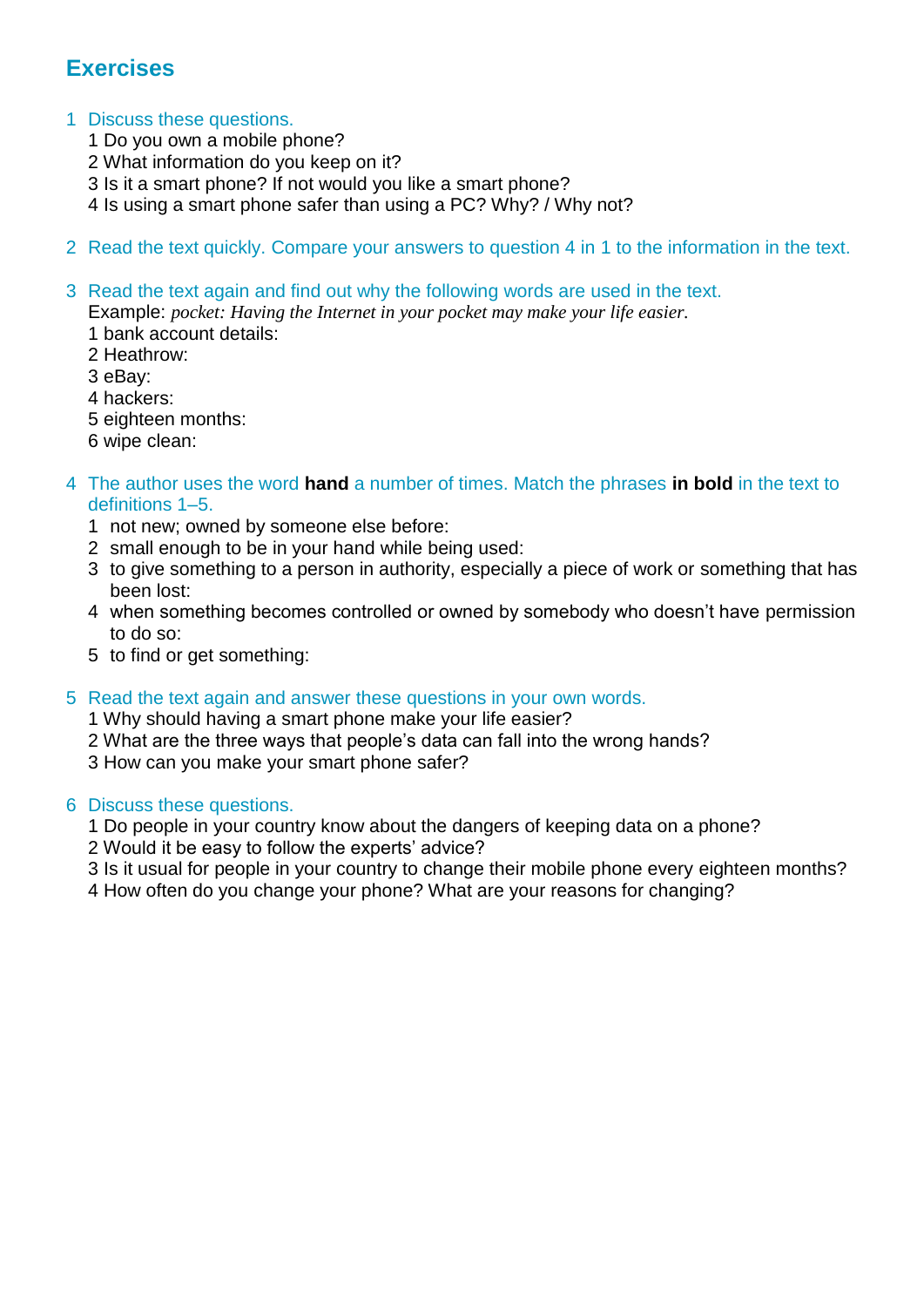## Exercises

1 Discuss these questions.

1 Do you own a mobile phone?
2 What information do you keep on it?
3 Is it a smart phone? If not would you like a smart phone?
4 Is using a smart phone safer than using a PC? Why? / Why not?

2 Read the text quickly. Compare your answers to question 4 in 1 to the information in the text.

3 Read the text again and find out why the following words are used in the text.

Example: *pocket: Having the Internet in your pocket may make your life easier.*

1 bank account details:
2 Heathrow:
3 eBay:
4 hackers:
5 eighteen months:
6 wipe clean:

4 The author uses the word **hand** a number of times. Match the phrases **in bold** in the text to definitions 1–5.

1 not new; owned by someone else before:
2 small enough to be in your hand while being used:
3 to give something to a person in authority, especially a piece of work or something that has been lost:
4 when something becomes controlled or owned by somebody who doesn't have permission to do so:
5 to find or get something:

5 Read the text again and answer these questions in your own words.

1 Why should having a smart phone make your life easier?
2 What are the three ways that people's data can fall into the wrong hands?
3 How can you make your smart phone safer?

6 Discuss these questions.

1 Do people in your country know about the dangers of keeping data on a phone?
2 Would it be easy to follow the experts' advice?
3 Is it usual for people in your country to change their mobile phone every eighteen months?
4 How often do you change your phone? What are your reasons for changing?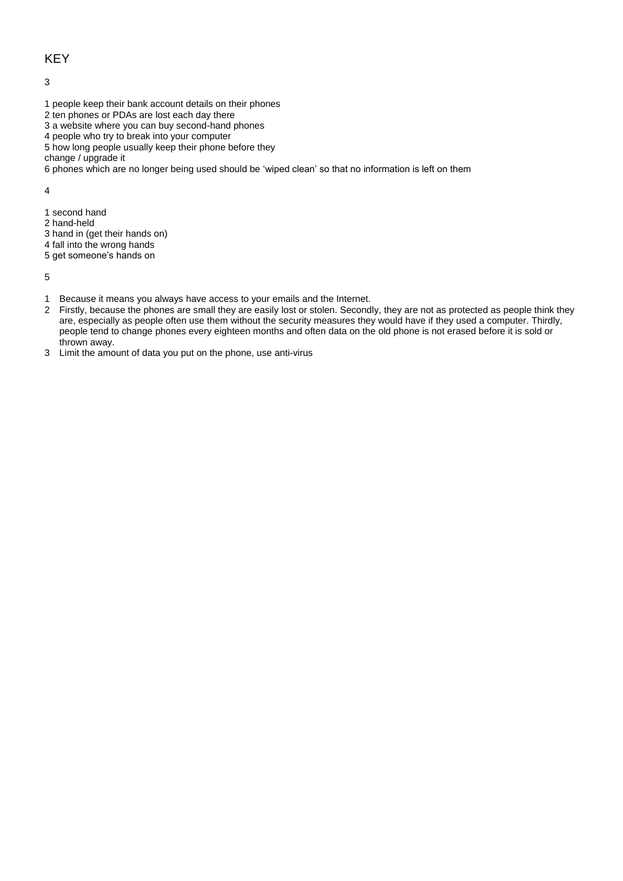# KEY

3

1 people keep their bank account details on their phones
2 ten phones or PDAs are lost each day there
3 a website where you can buy second-hand phones
4 people who try to break into your computer
5 how long people usually keep their phone before they change / upgrade it
6 phones which are no longer being used should be 'wiped clean' so that no information is left on them

4

1 second hand
2 hand-held
3 hand in (get their hands on)
4 fall into the wrong hands
5 get someone's hands on

5

1 Because it means you always have access to your emails and the Internet.
2 Firstly, because the phones are small they are easily lost or stolen. Secondly, they are not as protected as people think they are, especially as people often use them without the security measures they would have if they used a computer. Thirdly, people tend to change phones every eighteen months and often data on the old phone is not erased before it is sold or thrown away.
3 Limit the amount of data you put on the phone, use anti-virus